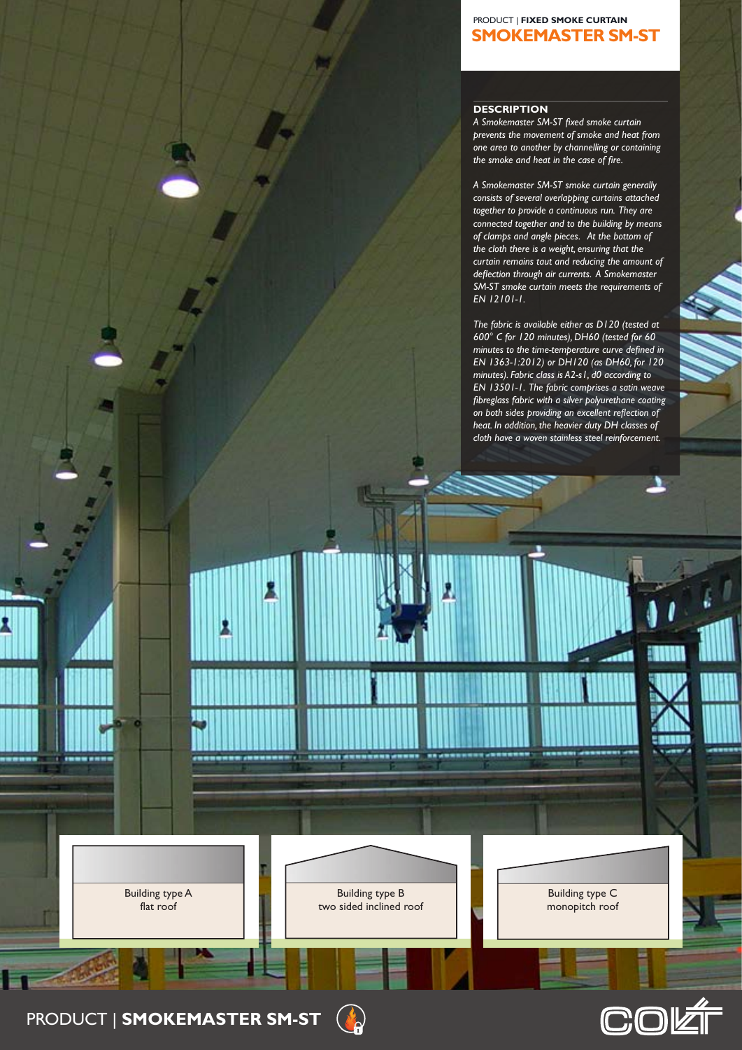PRODUCT | **FIXED SMOKE CURTAIN**

# SMOKEMASTER SM-ST

## DESCRIPTION

*A Smokemaster SM-ST fixed smoke curtain prevents the movement of smoke and heat from one area to another by channelling or containing the smoke and heat in the case of fire.*

*A Smokemaster SM-ST smoke curtain generally consists of several overlapping curtains attached together to provide a continuous run. They are connected together and to the building by means of clamps and angle pieces. At the bottom of the cloth there is a weight, ensuring that the curtain remains taut and reducing the amount of deflection through air currents. A Smokemaster SM-ST smoke curtain meets the requirements of EN 12101-1.*

*The fabric is available either as D120 (tested at 600° C for 120 minutes), DH60 (tested for 60 minutes to the time-temperature curve defined in EN 1363-1:2012) or DH120 (as DH60, for 120 minutes). Fabric class is A2-s1, d0 according to EN 13501-1. The fabric comprises a satin weave fibreglass fabric with a silver polyurethane coating on both sides providing an excellent reflection of heat. In addition, the heavier duty DH classes of cloth have a woven stainless steel reinforcement.*

Building type A
flat roof

Building type B
two sided inclined roof

Building type C
monopitch roof

PRODUCT | **SMOKEMASTER SM-ST**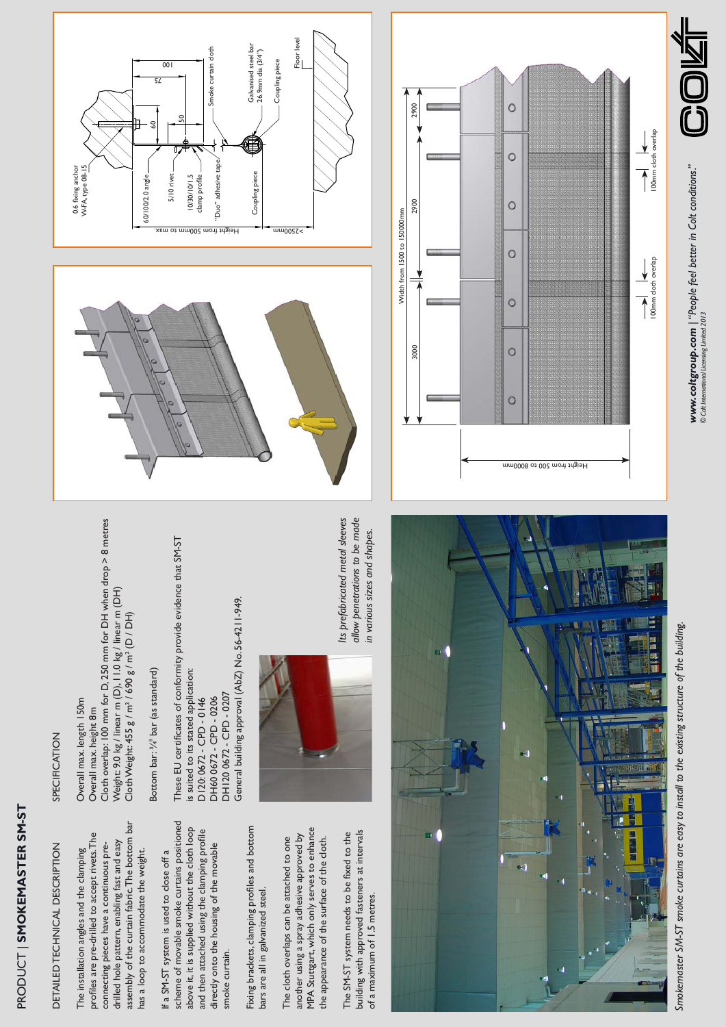# PRODUCT | **SMOKEMASTER SM-ST**

## DETAILED TECHNICAL DESCRIPTION

The installation angles and the clamping profiles are pre-drilled to accept rivets. The connecting pieces have a continuous pre-drilled hole pattern, enabling fast and easy assembly of the curtain fabric. The bottom bar has a loop to accommodate the weight.

If a SM-ST system is used to close off a scheme of movable smoke curtains positioned above it, it is supplied without the cloth loop and then attached using the clamping profile directly onto the housing of the movable smoke curtain.

Fixing brackets, clamping profiles and bottom bars are all in galvanized steel.

The cloth overlaps can be attached to one another using a spray adhesive approved by MPA Stuttgart, which only serves to enhance the appearance of the surface of the cloth.

The SM-ST system needs to be fixed to the building with approved fasteners at intervals of a maximum of 1.5 metres.

## SPECIFICATION

Overall max. length 150m
Overall max. height 8m
Cloth overlap: 100 mm for D, 250 mm for DH when drop > 8 metres
Weight: 9.0 kg / linear m (D), 11.0 kg / linear m (DH)
Cloth Weight: 455 g / m² / 690 g / m² (D / DH)

Bottom bar: ¾" bar (as standard)

These EU certificates of conformity provide evidence that SM-ST is suited to its stated application:
D120: 0672 - CPD - 0146
DH60 0672 - CPD - 0206
DH120 0672 - CPD - 0207
General building approval (AbZ) No. 56-4211-949.

*Its prefabricated metal sleeves allow penetrations to be made in various sizes and shapes.*

*Smokemaster SM-ST smoke curtains are easy to install to the existing structure of the building.*

0.6 fixing anchor W-FA, type 08-15
60/100/2.0 angle
5/10 rivet
10/30/10/1.5 clamp profile
"Duo" adhesive tape
Coupling piece
Smoke curtain cloth
Galvanised steel bar 26.9mm dia (3/4")
Coupling piece
Floor level
Height from 500mm to max.
>2500mm
100
75
60
50

Width from 1500 to 150000mm
3000
2900
2900
Height from 500 to 8000mm
100mm cloth overlap
100mm cloth overlap

***www.coltgroup.com*** | *"People feel better in Colt conditions."*
*© Colt International Licensing Limited 2013*